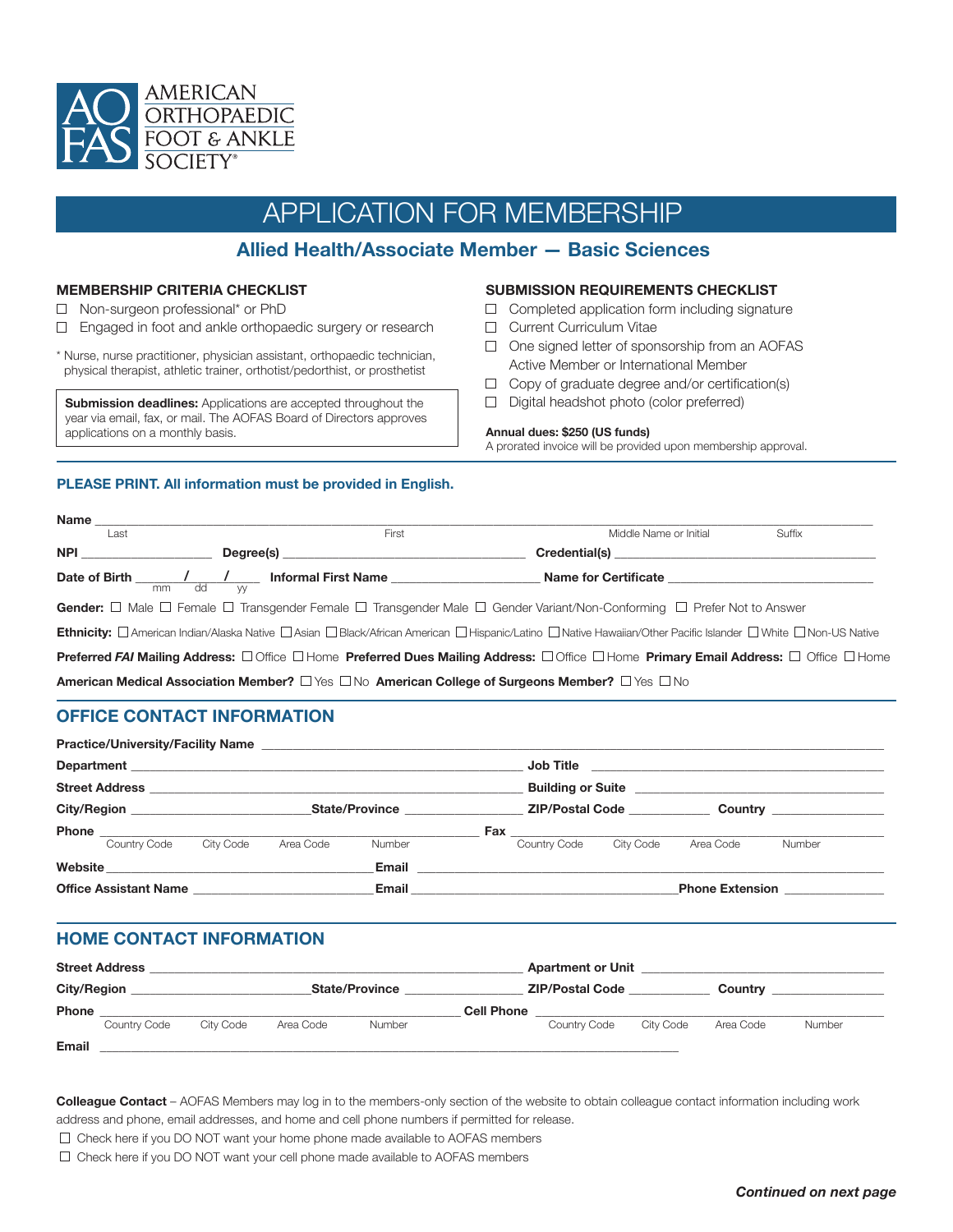AMERICAN ORTHOPAEDIC FOOT & ANKLE SOCIETY®

# APPLICATION FOR MEMBERSHIP

## Allied Health/Associate Member — Basic Sciences

### MEMBERSHIP CRITERIA CHECKLIST

- ☐ Non-surgeon professional* or PhD
- ☐ Engaged in foot and ankle orthopaedic surgery or research

\* Nurse, nurse practitioner, physician assistant, orthopaedic technician, physical therapist, athletic trainer, orthotist/pedorthist, or prosthetist

**Submission deadlines:** Applications are accepted throughout the year via email, fax, or mail. The AOFAS Board of Directors approves applications on a monthly basis.

### SUBMISSION REQUIREMENTS CHECKLIST

- ☐ Completed application form including signature
- ☐ Current Curriculum Vitae
- ☐ One signed letter of sponsorship from an AOFAS Active Member or International Member
- ☐ Copy of graduate degree and/or certification(s)
- ☐ Digital headshot photo (color preferred)

**Annual dues: $250 (US funds)**
A prorated invoice will be provided upon membership approval.

**PLEASE PRINT. All information must be provided in English.**

**Name** ______________________________________________
Last First Middle Name or Initial Suffix

**NPI** ______________ **Degree(s)** ______________________ **Credential(s)** ______________________

**Date of Birth** ____ / ____ / ____ (mm dd yy) **Informal First Name** ______________ **Name for Certificate** ______________

**Gender:** ☐ Male ☐ Female ☐ Transgender Female ☐ Transgender Male ☐ Gender Variant/Non-Conforming ☐ Prefer Not to Answer

**Ethnicity:** ☐ American Indian/Alaska Native ☐ Asian ☐ Black/African American ☐ Hispanic/Latino ☐ Native Hawaiian/Other Pacific Islander ☐ White ☐ Non-US Native

**Preferred *FAI* Mailing Address:** ☐ Office ☐ Home **Preferred Dues Mailing Address:** ☐ Office ☐ Home **Primary Email Address:** ☐ Office ☐ Home

**American Medical Association Member?** ☐ Yes ☐ No **American College of Surgeons Member?** ☐ Yes ☐ No

## OFFICE CONTACT INFORMATION

**Practice/University/Facility Name** ______________________________________________

**Department** ______________________ **Job Title** ______________________

**Street Address** ______________________ **Building or Suite** ______________________

**City/Region** ______________ **State/Province** ______________ **ZIP/Postal Code** ______________ **Country** ______________

**Phone** ______________________ (Country Code, City Code, Area Code, Number) **Fax** ______________________ (Country Code, City Code, Area Code, Number)

**Website** ______________________ **Email** ______________________

**Office Assistant Name** ______________ **Email** ______________ **Phone Extension** ______________

## HOME CONTACT INFORMATION

**Street Address** ______________________ **Apartment or Unit** ______________________

**City/Region** ______________ **State/Province** ______________ **ZIP/Postal Code** ______________ **Country** ______________

**Phone** ______________________ (Country Code, City Code, Area Code, Number) **Cell Phone** ______________________ (Country Code, City Code, Area Code, Number)

**Email** ______________________________________________

**Colleague Contact** – AOFAS Members may log in to the members-only section of the website to obtain colleague contact information including work address and phone, email addresses, and home and cell phone numbers if permitted for release.

- ☐ Check here if you DO NOT want your home phone made available to AOFAS members
- ☐ Check here if you DO NOT want your cell phone made available to AOFAS members

***Continued on next page***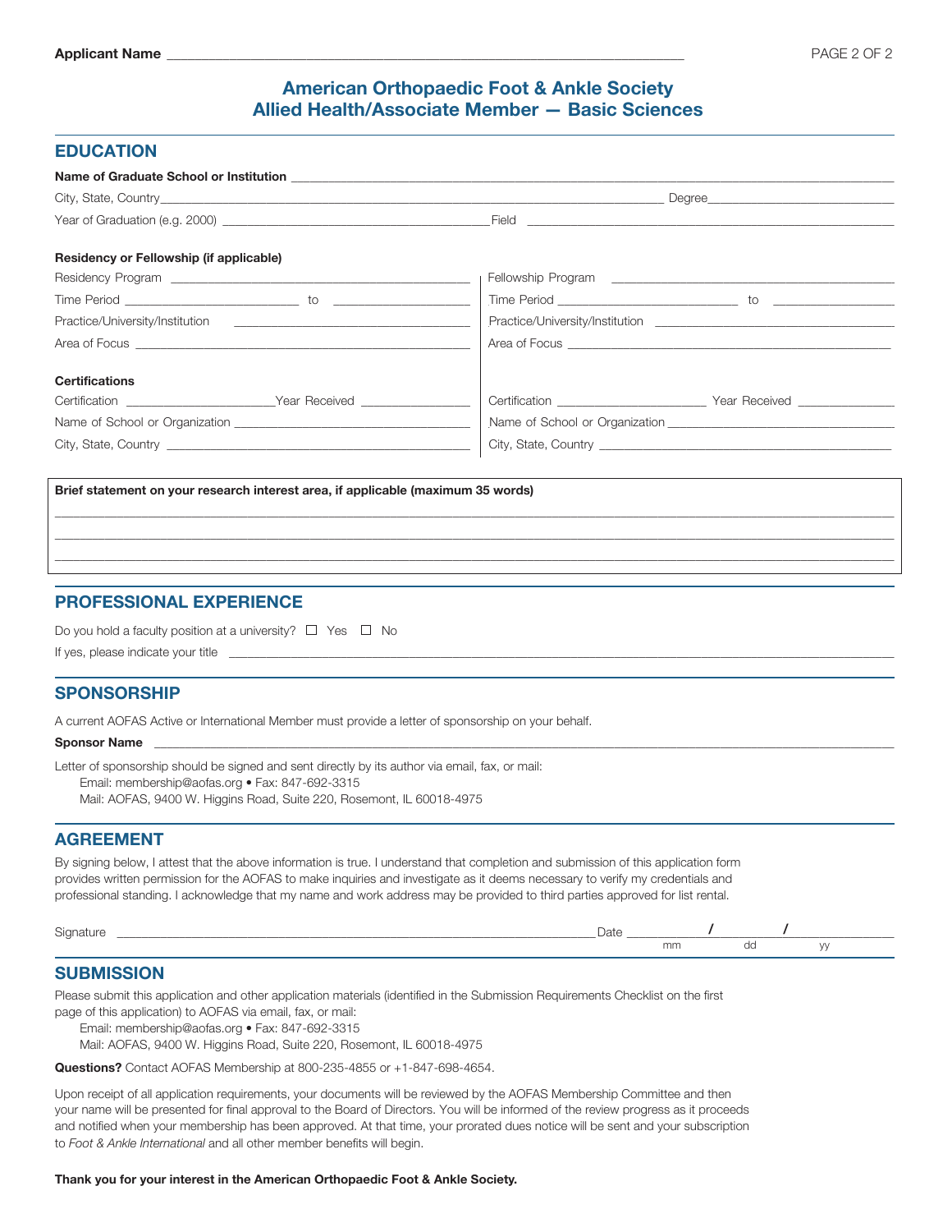Applicant Name ______________________________________________________________________

# American Orthopaedic Foot & Ankle Society
# Allied Health/Associate Member — Basic Sciences

## EDUCATION

**Name of Graduate School or Institution** ______________________________________________

City, State, Country ______________________________ Degree ______________________

Year of Graduation (e.g. 2000) ______________________ Field ______________________

**Residency or Fellowship (if applicable)**

Residency Program ______________________________

Time Period ______________ to ______________

Practice/University/Institution ______________________________

Area of Focus ______________________________

Fellowship Program ______________________________

Time Period ______________ to ______________

Practice/University/Institution ______________________________

Area of Focus ______________________________

**Certifications**

Certification ______________ Year Received ______________

Name of School or Organization ______________________________

City, State, Country ______________________________

Certification ______________ Year Received ______________

Name of School or Organization ______________________________

City, State, Country ______________________________

**Brief statement on your research interest area, if applicable (maximum 35 words)**

______________________________________________________________________

______________________________________________________________________

______________________________________________________________________

## PROFESSIONAL EXPERIENCE

Do you hold a faculty position at a university? ☐ Yes ☐ No

If yes, please indicate your title ______________________________________________

## SPONSORSHIP

A current AOFAS Active or International Member must provide a letter of sponsorship on your behalf.

**Sponsor Name** ______________________________________________

Letter of sponsorship should be signed and sent directly by its author via email, fax, or mail:

Email: membership@aofas.org • Fax: 847-692-3315
Mail: AOFAS, 9400 W. Higgins Road, Suite 220, Rosemont, IL 60018-4975

## AGREEMENT

By signing below, I attest that the above information is true. I understand that completion and submission of this application form provides written permission for the AOFAS to make inquiries and investigate as it deems necessary to verify my credentials and professional standing. I acknowledge that my name and work address may be provided to third parties approved for list rental.

Signature ______________________________________________ Date ______ / ______ / ______
(mm / dd / yy)

## SUBMISSION

Please submit this application and other application materials (identified in the Submission Requirements Checklist on the first page of this application) to AOFAS via email, fax, or mail:

Email: membership@aofas.org • Fax: 847-692-3315
Mail: AOFAS, 9400 W. Higgins Road, Suite 220, Rosemont, IL 60018-4975

**Questions?** Contact AOFAS Membership at 800-235-4855 or +1-847-698-4654.

Upon receipt of all application requirements, your documents will be reviewed by the AOFAS Membership Committee and then your name will be presented for final approval to the Board of Directors. You will be informed of the review progress as it proceeds and notified when your membership has been approved. At that time, your prorated dues notice will be sent and your subscription to *Foot & Ankle International* and all other member benefits will begin.

**Thank you for your interest in the American Orthopaedic Foot & Ankle Society.**